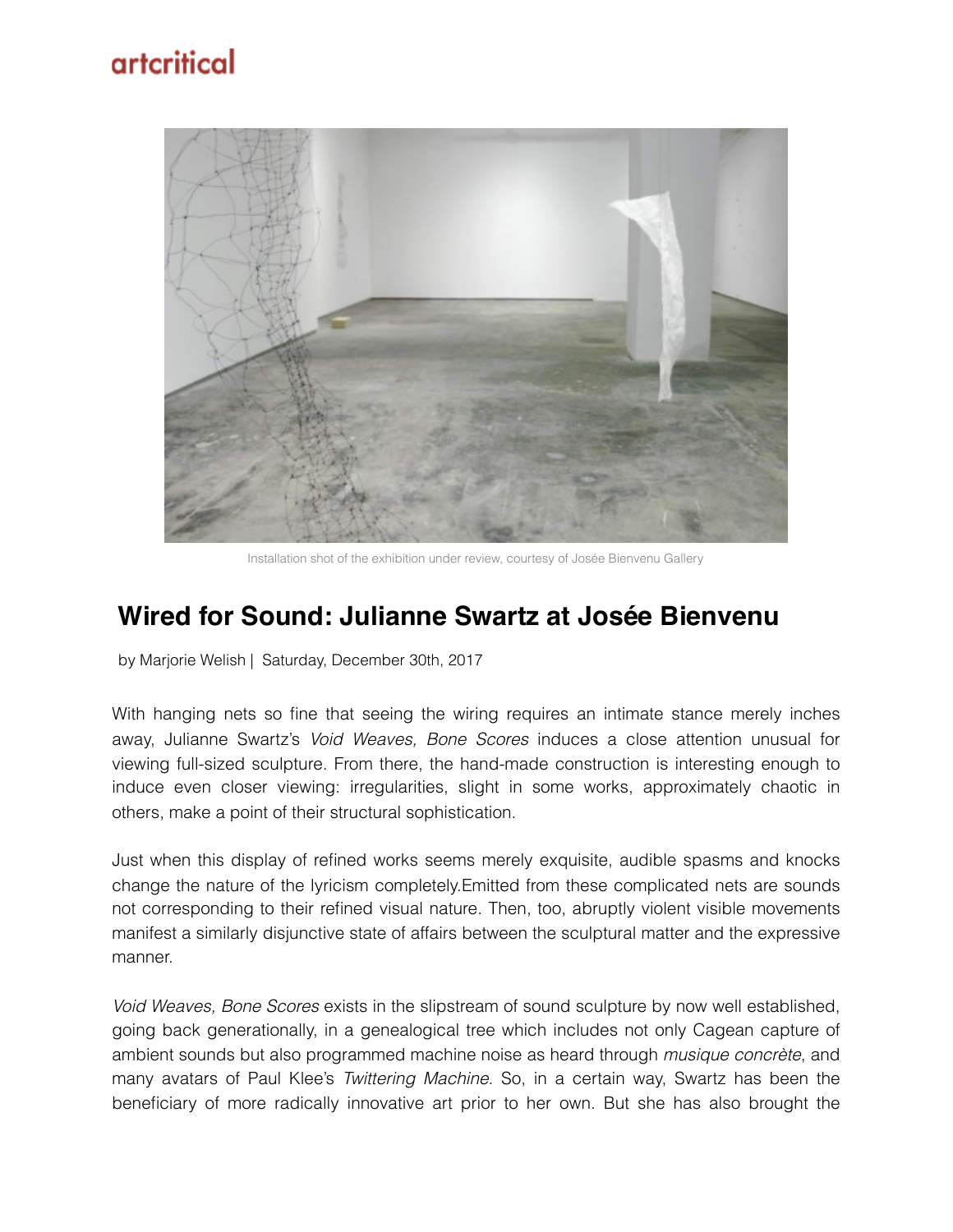artcritical

Installation shot of the exhibition under review, courtesy of Josée Bienvenu Gallery

# Wired for Sound: Julianne Swartz at Josée Bienvenu

by Marjorie Welish | Saturday, December 30th, 2017

With hanging nets so fine that seeing the wiring requires an intimate stance merely inches away, Julianne Swartz's *Void Weaves, Bone Scores* induces a close attention unusual for viewing full-sized sculpture. From there, the hand-made construction is interesting enough to induce even closer viewing: irregularities, slight in some works, approximately chaotic in others, make a point of their structural sophistication.

Just when this display of refined works seems merely exquisite, audible spasms and knocks change the nature of the lyricism completely.Emitted from these complicated nets are sounds not corresponding to their refined visual nature. Then, too, abruptly violent visible movements manifest a similarly disjunctive state of affairs between the sculptural matter and the expressive manner.

*Void Weaves, Bone Scores* exists in the slipstream of sound sculpture by now well established, going back generationally, in a genealogical tree which includes not only Cagean capture of ambient sounds but also programmed machine noise as heard through *musique concrète*, and many avatars of Paul Klee's *Twittering Machine*. So, in a certain way, Swartz has been the beneficiary of more radically innovative art prior to her own. But she has also brought the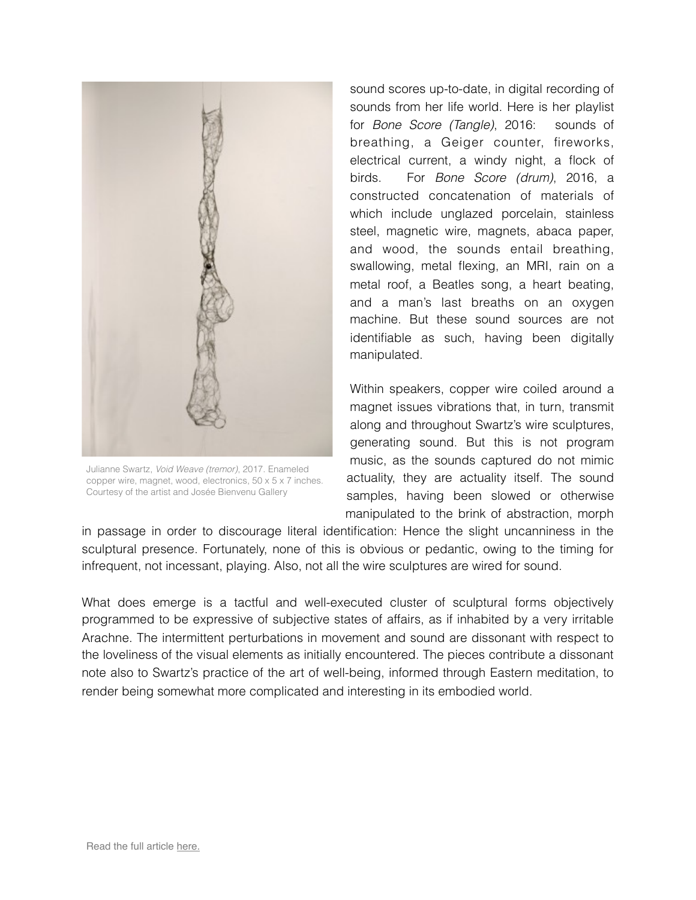sound scores up-to-date, in digital recording of sounds from her life world. Here is her playlist for *Bone Score (Tangle)*, 2016: sounds of breathing, a Geiger counter, fireworks, electrical current, a windy night, a flock of birds. For *Bone Score (drum)*, 2016, a constructed concatenation of materials of which include unglazed porcelain, stainless steel, magnetic wire, magnets, abaca paper, and wood, the sounds entail breathing, swallowing, metal flexing, an MRI, rain on a metal roof, a Beatles song, a heart beating, and a man's last breaths on an oxygen machine. But these sound sources are not identifiable as such, having been digitally manipulated.

Julianne Swartz, *Void Weave (tremor)*, 2017. Enameled copper wire, magnet, wood, electronics, 50 x 5 x 7 inches. Courtesy of the artist and Josée Bienvenu Gallery

Within speakers, copper wire coiled around a magnet issues vibrations that, in turn, transmit along and throughout Swartz's wire sculptures, generating sound. But this is not program music, as the sounds captured do not mimic actuality, they are actuality itself. The sound samples, having been slowed or otherwise manipulated to the brink of abstraction, morph in passage in order to discourage literal identification: Hence the slight uncanniness in the sculptural presence. Fortunately, none of this is obvious or pedantic, owing to the timing for infrequent, not incessant, playing. Also, not all the wire sculptures are wired for sound.

What does emerge is a tactful and well-executed cluster of sculptural forms objectively programmed to be expressive of subjective states of affairs, as if inhabited by a very irritable Arachne. The intermittent perturbations in movement and sound are dissonant with respect to the loveliness of the visual elements as initially encountered. The pieces contribute a dissonant note also to Swartz's practice of the art of well-being, informed through Eastern meditation, to render being somewhat more complicated and interesting in its embodied world.

Read the full article here.